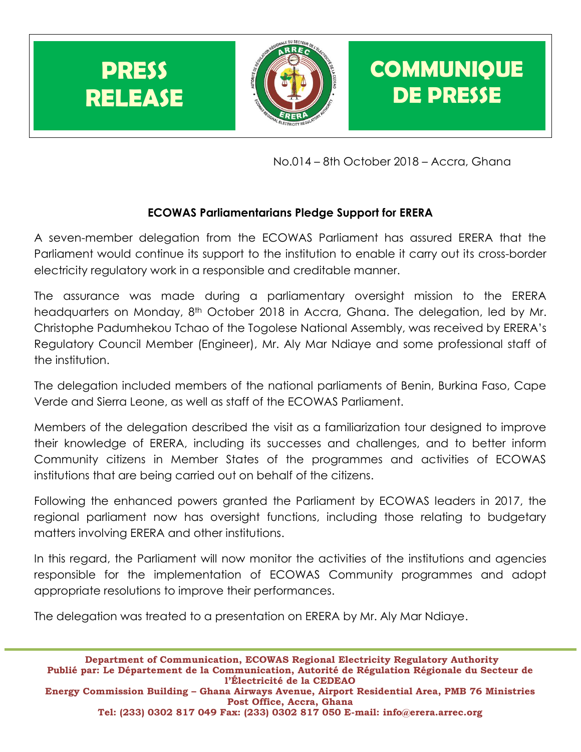**PRESS RELEASE** | **COMMUNIQUE DE PRESSE**

No.014 – 8th October 2018 – Accra, Ghana

## ECOWAS Parliamentarians Pledge Support for ERERA

A seven-member delegation from the ECOWAS Parliament has assured ERERA that the Parliament would continue its support to the institution to enable it carry out its cross-border electricity regulatory work in a responsible and creditable manner.

The assurance was made during a parliamentary oversight mission to the ERERA headquarters on Monday, 8th October 2018 in Accra, Ghana. The delegation, led by Mr. Christophe Padumhekou Tchao of the Togolese National Assembly, was received by ERERA's Regulatory Council Member (Engineer), Mr. Aly Mar Ndiaye and some professional staff of the institution.

The delegation included members of the national parliaments of Benin, Burkina Faso, Cape Verde and Sierra Leone, as well as staff of the ECOWAS Parliament.

Members of the delegation described the visit as a familiarization tour designed to improve their knowledge of ERERA, including its successes and challenges, and to better inform Community citizens in Member States of the programmes and activities of ECOWAS institutions that are being carried out on behalf of the citizens.

Following the enhanced powers granted the Parliament by ECOWAS leaders in 2017, the regional parliament now has oversight functions, including those relating to budgetary matters involving ERERA and other institutions.

In this regard, the Parliament will now monitor the activities of the institutions and agencies responsible for the implementation of ECOWAS Community programmes and adopt appropriate resolutions to improve their performances.

The delegation was treated to a presentation on ERERA by Mr. Aly Mar Ndiaye.

---

**Department of Communication, ECOWAS Regional Electricity Regulatory Authority**
**Publié par: Le Département de la Communication, Autorité de Régulation Régionale du Secteur de l'Électricité de la CEDEAO**
**Energy Commission Building – Ghana Airways Avenue, Airport Residential Area, PMB 76 Ministries Post Office, Accra, Ghana**
**Tel: (233) 0302 817 049 Fax: (233) 0302 817 050 E-mail: info@erera.arrec.org**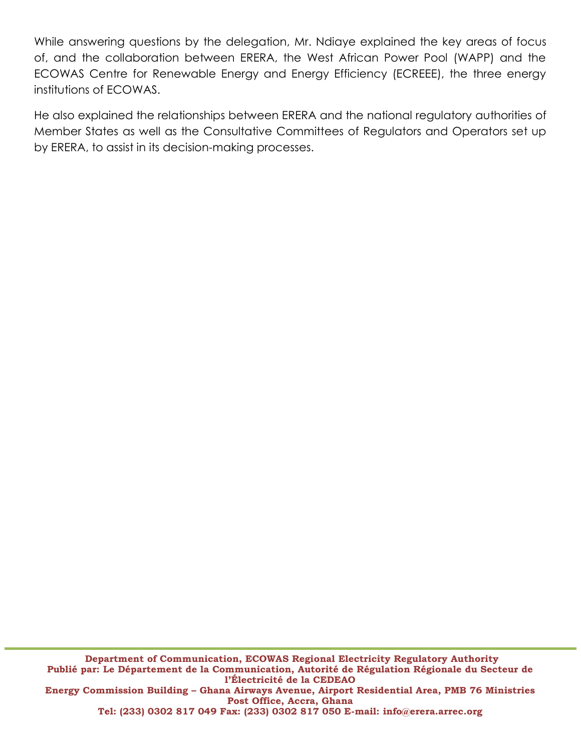While answering questions by the delegation, Mr. Ndiaye explained the key areas of focus of, and the collaboration between ERERA, the West African Power Pool (WAPP) and the ECOWAS Centre for Renewable Energy and Energy Efficiency (ECREEE), the three energy institutions of ECOWAS.

He also explained the relationships between ERERA and the national regulatory authorities of Member States as well as the Consultative Committees of Regulators and Operators set up by ERERA, to assist in its decision-making processes.

**Department of Communication, ECOWAS Regional Electricity Regulatory Authority**
**Publié par: Le Département de la Communication, Autorité de Régulation Régionale du Secteur de l'Électricité de la CEDEAO**
**Energy Commission Building – Ghana Airways Avenue, Airport Residential Area, PMB 76 Ministries Post Office, Accra, Ghana**
**Tel: (233) 0302 817 049 Fax: (233) 0302 817 050 E-mail: info@erera.arrec.org**